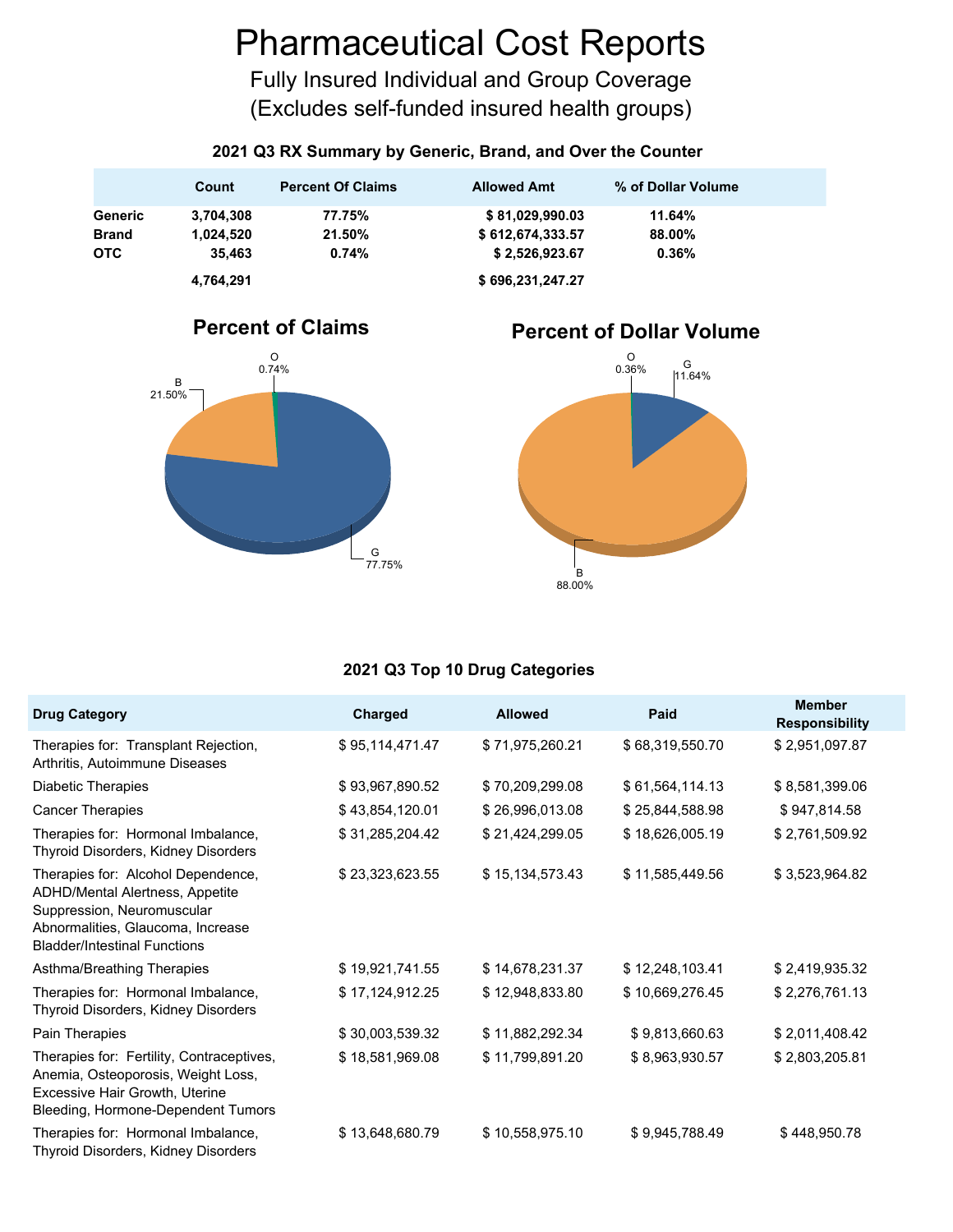# Pharmaceutical Cost Reports

Fully Insured Individual and Group Coverage
(Excludes self-funded insured health groups)

### 2021 Q3 RX Summary by Generic, Brand, and Over the Counter

| | Count | Percent Of Claims | Allowed Amt | % of Dollar Volume |
|---|---|---|---|---|
| **Generic** | **3,704,308** | **77.75%** | **$ 81,029,990.03** | **11.64%** |
| **Brand** | **1,024,520** | **21.50%** | **$ 612,674,333.57** | **88.00%** |
| **OTC** | **35,463** | **0.74%** | **$ 2,526,923.67** | **0.36%** |
| | **4,764,291** | | **$ 696,231,247.27** | |

**Percent of Claims**

O 0.74%
B 21.50%
G 77.75%

**Percent of Dollar Volume**

O 0.36%
G 11.64%
B 88.00%

### 2021 Q3 Top 10 Drug Categories

| Drug Category | Charged | Allowed | Paid | Member Responsibility |
|---|---|---|---|---|
| Therapies for: Transplant Rejection, Arthritis, Autoimmune Diseases | $ 95,114,471.47 | $ 71,975,260.21 | $ 68,319,550.70 | $ 2,951,097.87 |
| Diabetic Therapies | $ 93,967,890.52 | $ 70,209,299.08 | $ 61,564,114.13 | $ 8,581,399.06 |
| Cancer Therapies | $ 43,854,120.01 | $ 26,996,013.08 | $ 25,844,588.98 | $ 947,814.58 |
| Therapies for: Hormonal Imbalance, Thyroid Disorders, Kidney Disorders | $ 31,285,204.42 | $ 21,424,299.05 | $ 18,626,005.19 | $ 2,761,509.92 |
| Therapies for: Alcohol Dependence, ADHD/Mental Alertness, Appetite Suppression, Neuromuscular Abnormalities, Glaucoma, Increase Bladder/Intestinal Functions | $ 23,323,623.55 | $ 15,134,573.43 | $ 11,585,449.56 | $ 3,523,964.82 |
| Asthma/Breathing Therapies | $ 19,921,741.55 | $ 14,678,231.37 | $ 12,248,103.41 | $ 2,419,935.32 |
| Therapies for: Hormonal Imbalance, Thyroid Disorders, Kidney Disorders | $ 17,124,912.25 | $ 12,948,833.80 | $ 10,669,276.45 | $ 2,276,761.13 |
| Pain Therapies | $ 30,003,539.32 | $ 11,882,292.34 | $ 9,813,660.63 | $ 2,011,408.42 |
| Therapies for: Fertility, Contraceptives, Anemia, Osteoporosis, Weight Loss, Excessive Hair Growth, Uterine Bleeding, Hormone-Dependent Tumors | $ 18,581,969.08 | $ 11,799,891.20 | $ 8,963,930.57 | $ 2,803,205.81 |
| Therapies for: Hormonal Imbalance, Thyroid Disorders, Kidney Disorders | $ 13,648,680.79 | $ 10,558,975.10 | $ 9,945,788.49 | $ 448,950.78 |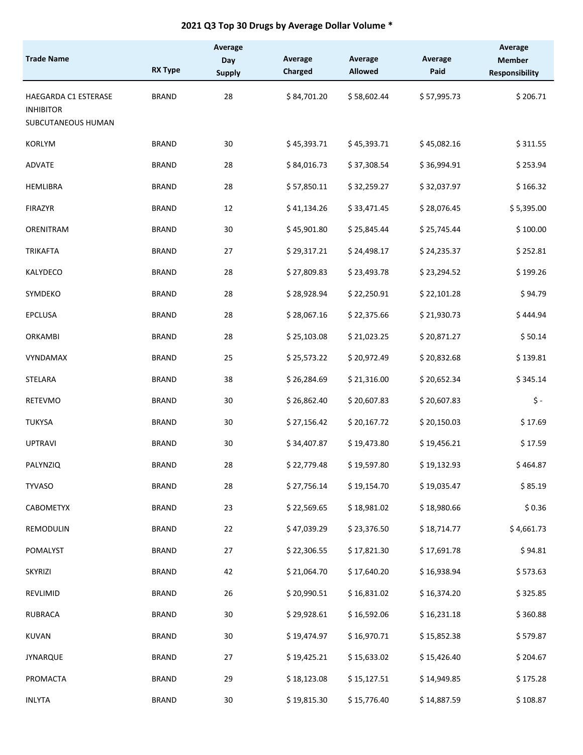## 2021 Q3 Top 30 Drugs by Average Dollar Volume *

| Trade Name | RX Type | Average Day Supply | Average Charged | Average Allowed | Average Paid | Average Member Responsibility |
|---|---|---|---|---|---|---|
| HAEGARDA C1 ESTERASE INHIBITOR SUBCUTANEOUS HUMAN | BRAND | 28 | $ 84,701.20 | $ 58,602.44 | $ 57,995.73 | $ 206.71 |
| KORLYM | BRAND | 30 | $ 45,393.71 | $ 45,393.71 | $ 45,082.16 | $ 311.55 |
| ADVATE | BRAND | 28 | $ 84,016.73 | $ 37,308.54 | $ 36,994.91 | $ 253.94 |
| HEMLIBRA | BRAND | 28 | $ 57,850.11 | $ 32,259.27 | $ 32,037.97 | $ 166.32 |
| FIRAZYR | BRAND | 12 | $ 41,134.26 | $ 33,471.45 | $ 28,076.45 | $ 5,395.00 |
| ORENITRAM | BRAND | 30 | $ 45,901.80 | $ 25,845.44 | $ 25,745.44 | $ 100.00 |
| TRIKAFTA | BRAND | 27 | $ 29,317.21 | $ 24,498.17 | $ 24,235.37 | $ 252.81 |
| KALYDECO | BRAND | 28 | $ 27,809.83 | $ 23,493.78 | $ 23,294.52 | $ 199.26 |
| SYMDEKO | BRAND | 28 | $ 28,928.94 | $ 22,250.91 | $ 22,101.28 | $ 94.79 |
| EPCLUSA | BRAND | 28 | $ 28,067.16 | $ 22,375.66 | $ 21,930.73 | $ 444.94 |
| ORKAMBI | BRAND | 28 | $ 25,103.08 | $ 21,023.25 | $ 20,871.27 | $ 50.14 |
| VYNDAMAX | BRAND | 25 | $ 25,573.22 | $ 20,972.49 | $ 20,832.68 | $ 139.81 |
| STELARA | BRAND | 38 | $ 26,284.69 | $ 21,316.00 | $ 20,652.34 | $ 345.14 |
| RETEVMO | BRAND | 30 | $ 26,862.40 | $ 20,607.83 | $ 20,607.83 | $ - |
| TUKYSA | BRAND | 30 | $ 27,156.42 | $ 20,167.72 | $ 20,150.03 | $ 17.69 |
| UPTRAVI | BRAND | 30 | $ 34,407.87 | $ 19,473.80 | $ 19,456.21 | $ 17.59 |
| PALYNZIQ | BRAND | 28 | $ 22,779.48 | $ 19,597.80 | $ 19,132.93 | $ 464.87 |
| TYVASO | BRAND | 28 | $ 27,756.14 | $ 19,154.70 | $ 19,035.47 | $ 85.19 |
| CABOMETYX | BRAND | 23 | $ 22,569.65 | $ 18,981.02 | $ 18,980.66 | $ 0.36 |
| REMODULIN | BRAND | 22 | $ 47,039.29 | $ 23,376.50 | $ 18,714.77 | $ 4,661.73 |
| POMALYST | BRAND | 27 | $ 22,306.55 | $ 17,821.30 | $ 17,691.78 | $ 94.81 |
| SKYRIZI | BRAND | 42 | $ 21,064.70 | $ 17,640.20 | $ 16,938.94 | $ 573.63 |
| REVLIMID | BRAND | 26 | $ 20,990.51 | $ 16,831.02 | $ 16,374.20 | $ 325.85 |
| RUBRACA | BRAND | 30 | $ 29,928.61 | $ 16,592.06 | $ 16,231.18 | $ 360.88 |
| KUVAN | BRAND | 30 | $ 19,474.97 | $ 16,970.71 | $ 15,852.38 | $ 579.87 |
| JYNARQUE | BRAND | 27 | $ 19,425.21 | $ 15,633.02 | $ 15,426.40 | $ 204.67 |
| PROMACTA | BRAND | 29 | $ 18,123.08 | $ 15,127.51 | $ 14,949.85 | $ 175.28 |
| INLYTA | BRAND | 30 | $ 19,815.30 | $ 15,776.40 | $ 14,887.59 | $ 108.87 |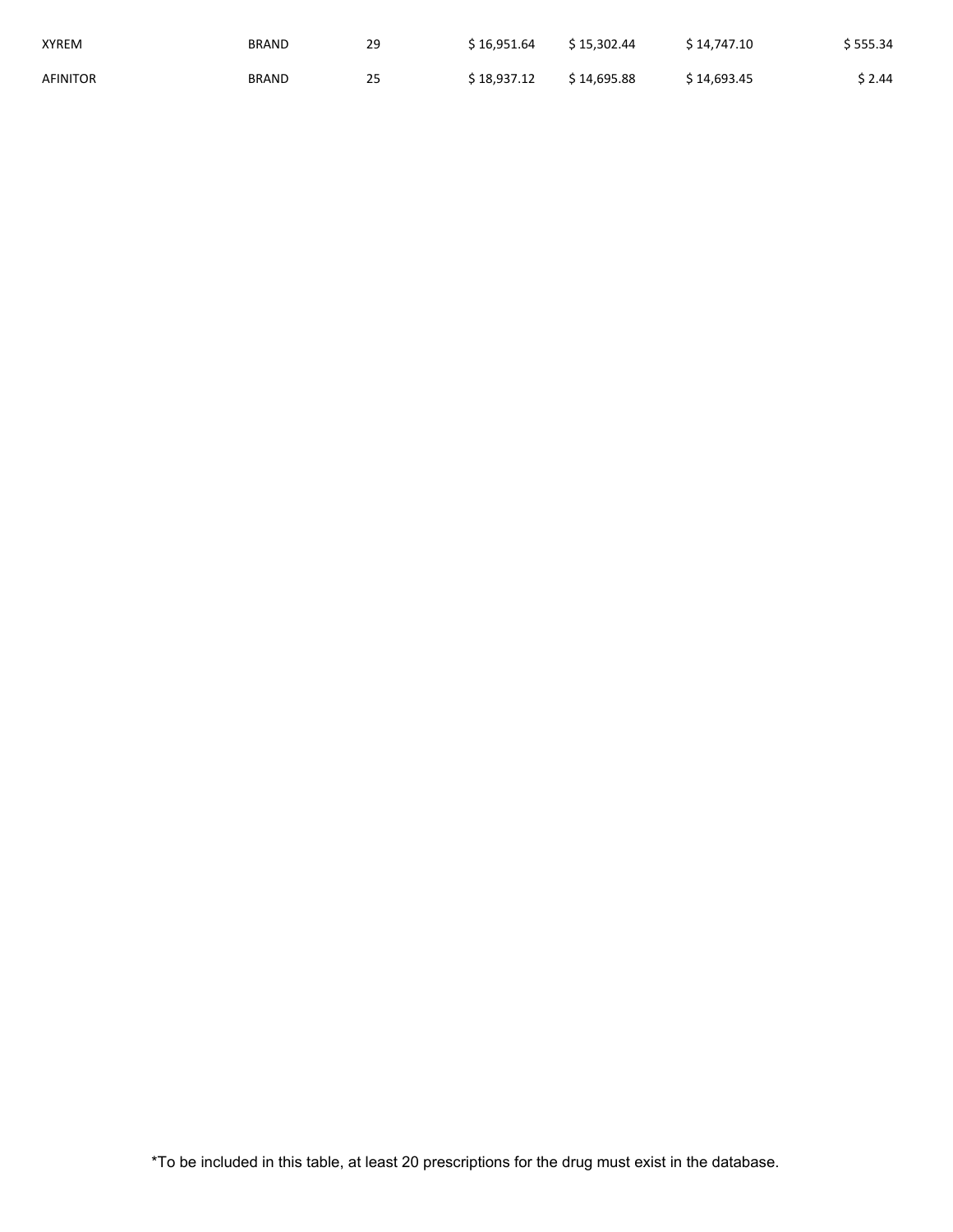| | | | | | | |
|---|---|---|---|---|---|---|
| XYREM | BRAND | 29 | $ 16,951.64 | $ 15,302.44 | $ 14,747.10 | $ 555.34 |
| AFINITOR | BRAND | 25 | $ 18,937.12 | $ 14,695.88 | $ 14,693.45 | $ 2.44 |

*To be included in this table, at least 20 prescriptions for the drug must exist in the database.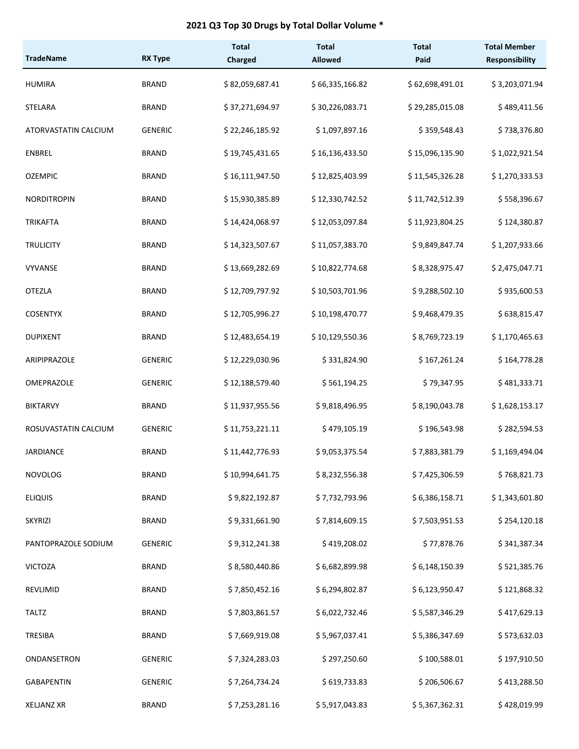## 2021 Q3 Top 30 Drugs by Total Dollar Volume *

| TradeName | RX Type | Total Charged | Total Allowed | Total Paid | Total Member Responsibility |
|---|---|---|---|---|---|
| HUMIRA | BRAND | $ 82,059,687.41 | $ 66,335,166.82 | $ 62,698,491.01 | $ 3,203,071.94 |
| STELARA | BRAND | $ 37,271,694.97 | $ 30,226,083.71 | $ 29,285,015.08 | $ 489,411.56 |
| ATORVASTATIN CALCIUM | GENERIC | $ 22,246,185.92 | $ 1,097,897.16 | $ 359,548.43 | $ 738,376.80 |
| ENBREL | BRAND | $ 19,745,431.65 | $ 16,136,433.50 | $ 15,096,135.90 | $ 1,022,921.54 |
| OZEMPIC | BRAND | $ 16,111,947.50 | $ 12,825,403.99 | $ 11,545,326.28 | $ 1,270,333.53 |
| NORDITROPIN | BRAND | $ 15,930,385.89 | $ 12,330,742.52 | $ 11,742,512.39 | $ 558,396.67 |
| TRIKAFTA | BRAND | $ 14,424,068.97 | $ 12,053,097.84 | $ 11,923,804.25 | $ 124,380.87 |
| TRULICITY | BRAND | $ 14,323,507.67 | $ 11,057,383.70 | $ 9,849,847.74 | $ 1,207,933.66 |
| VYVANSE | BRAND | $ 13,669,282.69 | $ 10,822,774.68 | $ 8,328,975.47 | $ 2,475,047.71 |
| OTEZLA | BRAND | $ 12,709,797.92 | $ 10,503,701.96 | $ 9,288,502.10 | $ 935,600.53 |
| COSENTYX | BRAND | $ 12,705,996.27 | $ 10,198,470.77 | $ 9,468,479.35 | $ 638,815.47 |
| DUPIXENT | BRAND | $ 12,483,654.19 | $ 10,129,550.36 | $ 8,769,723.19 | $ 1,170,465.63 |
| ARIPIPRAZOLE | GENERIC | $ 12,229,030.96 | $ 331,824.90 | $ 167,261.24 | $ 164,778.28 |
| OMEPRAZOLE | GENERIC | $ 12,188,579.40 | $ 561,194.25 | $ 79,347.95 | $ 481,333.71 |
| BIKTARVY | BRAND | $ 11,937,955.56 | $ 9,818,496.95 | $ 8,190,043.78 | $ 1,628,153.17 |
| ROSUVASTATIN CALCIUM | GENERIC | $ 11,753,221.11 | $ 479,105.19 | $ 196,543.98 | $ 282,594.53 |
| JARDIANCE | BRAND | $ 11,442,776.93 | $ 9,053,375.54 | $ 7,883,381.79 | $ 1,169,494.04 |
| NOVOLOG | BRAND | $ 10,994,641.75 | $ 8,232,556.38 | $ 7,425,306.59 | $ 768,821.73 |
| ELIQUIS | BRAND | $ 9,822,192.87 | $ 7,732,793.96 | $ 6,386,158.71 | $ 1,343,601.80 |
| SKYRIZI | BRAND | $ 9,331,661.90 | $ 7,814,609.15 | $ 7,503,951.53 | $ 254,120.18 |
| PANTOPRAZOLE SODIUM | GENERIC | $ 9,312,241.38 | $ 419,208.02 | $ 77,878.76 | $ 341,387.34 |
| VICTOZA | BRAND | $ 8,580,440.86 | $ 6,682,899.98 | $ 6,148,150.39 | $ 521,385.76 |
| REVLIMID | BRAND | $ 7,850,452.16 | $ 6,294,802.87 | $ 6,123,950.47 | $ 121,868.32 |
| TALTZ | BRAND | $ 7,803,861.57 | $ 6,022,732.46 | $ 5,587,346.29 | $ 417,629.13 |
| TRESIBA | BRAND | $ 7,669,919.08 | $ 5,967,037.41 | $ 5,386,347.69 | $ 573,632.03 |
| ONDANSETRON | GENERIC | $ 7,324,283.03 | $ 297,250.60 | $ 100,588.01 | $ 197,910.50 |
| GABAPENTIN | GENERIC | $ 7,264,734.24 | $ 619,733.83 | $ 206,506.67 | $ 413,288.50 |
| XELJANZ XR | BRAND | $ 7,253,281.16 | $ 5,917,043.83 | $ 5,367,362.31 | $ 428,019.99 |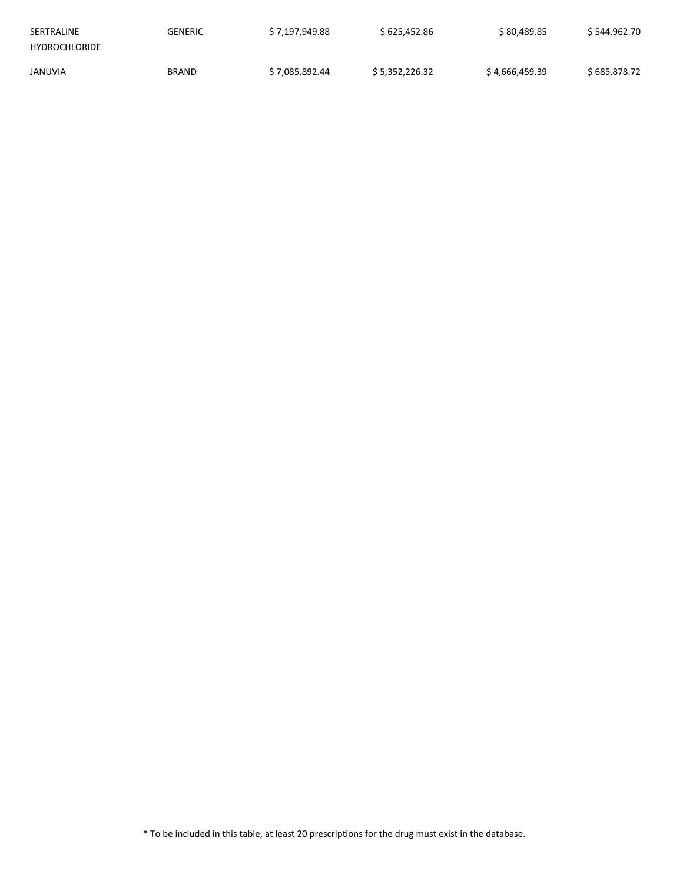| | | | | | |
|---|---|---|---|---|---|
| SERTRALINE HYDROCHLORIDE | GENERIC | $ 7,197,949.88 | $ 625,452.86 | $ 80,489.85 | $ 544,962.70 |
| JANUVIA | BRAND | $ 7,085,892.44 | $ 5,352,226.32 | $ 4,666,459.39 | $ 685,878.72 |

* To be included in this table, at least 20 prescriptions for the drug must exist in the database.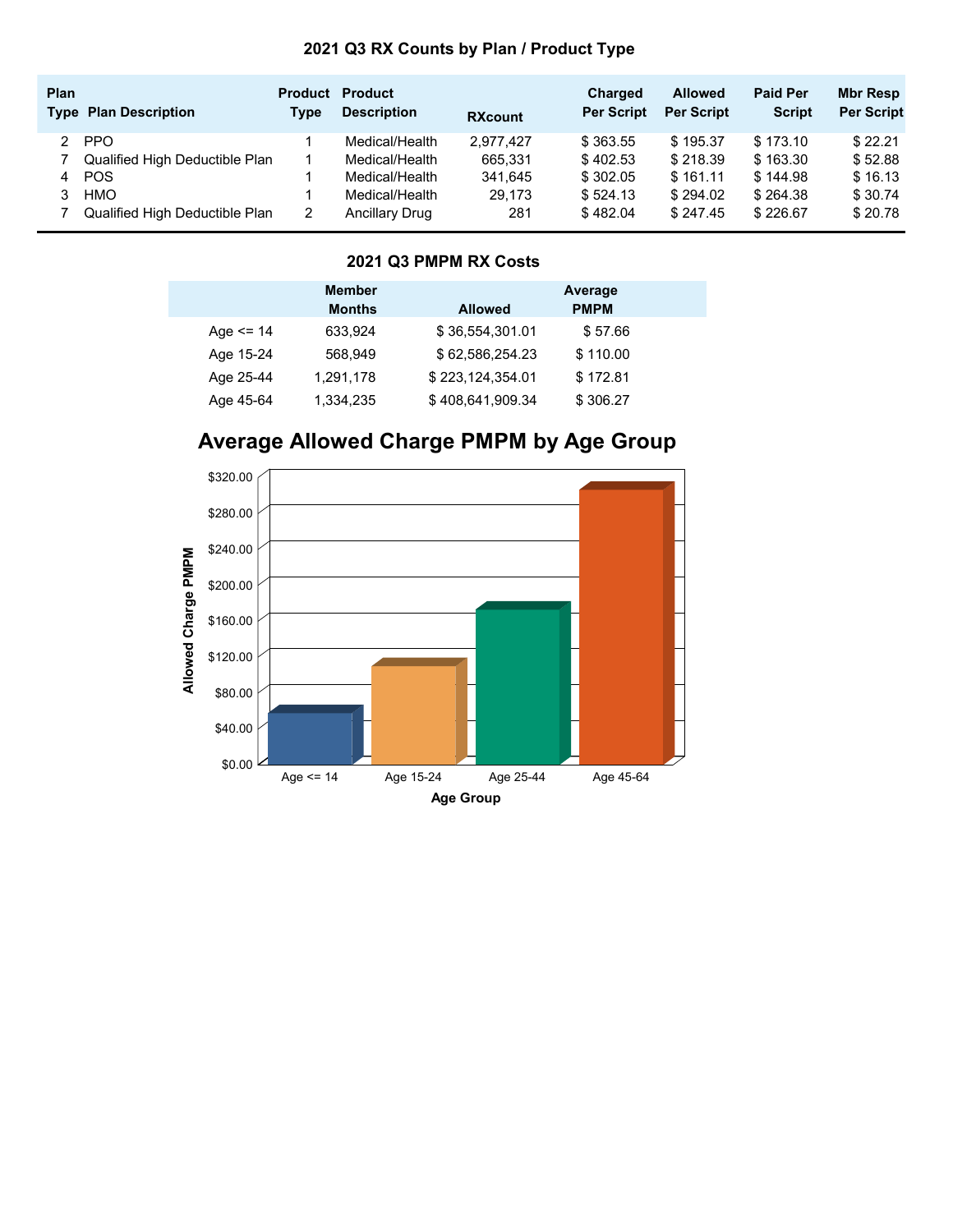### 2021 Q3 RX Counts by Plan / Product Type

| Plan Type | Plan Description | Product Type | Product Description | RXcount | Charged Per Script | Allowed Per Script | Paid Per Script | Mbr Resp Per Script |
|---|---|---|---|---|---|---|---|---|
| 2 | PPO | 1 | Medical/Health | 2,977,427 | $ 363.55 | $ 195.37 | $ 173.10 | $ 22.21 |
| 7 | Qualified High Deductible Plan | 1 | Medical/Health | 665,331 | $ 402.53 | $ 218.39 | $ 163.30 | $ 52.88 |
| 4 | POS | 1 | Medical/Health | 341,645 | $ 302.05 | $ 161.11 | $ 144.98 | $ 16.13 |
| 3 | HMO | 1 | Medical/Health | 29,173 | $ 524.13 | $ 294.02 | $ 264.38 | $ 30.74 |
| 7 | Qualified High Deductible Plan | 2 | Ancillary Drug | 281 | $ 482.04 | $ 247.45 | $ 226.67 | $ 20.78 |

### 2021 Q3 PMPM RX Costs

| | Member Months | Allowed | Average PMPM |
|---|---|---|---|
| Age <= 14 | 633,924 | $ 36,554,301.01 | $ 57.66 |
| Age 15-24 | 568,949 | $ 62,586,254.23 | $ 110.00 |
| Age 25-44 | 1,291,178 | $ 223,124,354.01 | $ 172.81 |
| Age 45-64 | 1,334,235 | $ 408,641,909.34 | $ 306.27 |

## Average Allowed Charge PMPM by Age Group

Allowed Charge PMPM

$320.00
$280.00
$240.00
$200.00
$160.00
$120.00
$80.00
$40.00
$0.00

Age <= 14
Age 15-24
Age 25-44
Age 45-64

Age Group